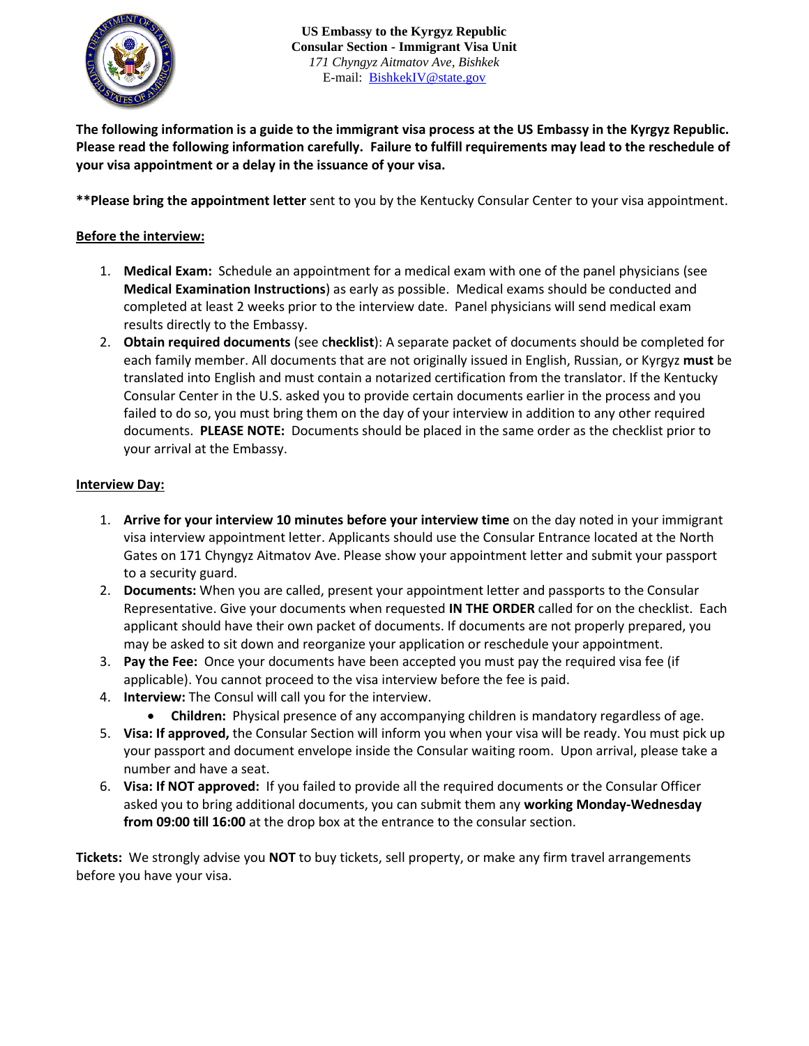**US Embassy to the Kyrgyz Republic**
**Consular Section - Immigrant Visa Unit**
*171 Chyngyz Aitmatov Ave, Bishkek*
E-mail: BishkekIV@state.gov

**The following information is a guide to the immigrant visa process at the US Embassy in the Kyrgyz Republic. Please read the following information carefully. Failure to fulfill requirements may lead to the reschedule of your visa appointment or a delay in the issuance of your visa.**

****Please bring the appointment letter** sent to you by the Kentucky Consular Center to your visa appointment.

**Before the interview:**

1. **Medical Exam:** Schedule an appointment for a medical exam with one of the panel physicians (see **Medical Examination Instructions**) as early as possible. Medical exams should be conducted and completed at least 2 weeks prior to the interview date. Panel physicians will send medical exam results directly to the Embassy.
2. **Obtain required documents** (see c**hecklist**): A separate packet of documents should be completed for each family member. All documents that are not originally issued in English, Russian, or Kyrgyz **must** be translated into English and must contain a notarized certification from the translator. If the Kentucky Consular Center in the U.S. asked you to provide certain documents earlier in the process and you failed to do so, you must bring them on the day of your interview in addition to any other required documents. **PLEASE NOTE:** Documents should be placed in the same order as the checklist prior to your arrival at the Embassy.

**Interview Day:**

1. **Arrive for your interview 10 minutes before your interview time** on the day noted in your immigrant visa interview appointment letter. Applicants should use the Consular Entrance located at the North Gates on 171 Chyngyz Aitmatov Ave. Please show your appointment letter and submit your passport to a security guard.
2. **Documents:** When you are called, present your appointment letter and passports to the Consular Representative. Give your documents when requested **IN THE ORDER** called for on the checklist. Each applicant should have their own packet of documents. If documents are not properly prepared, you may be asked to sit down and reorganize your application or reschedule your appointment.
3. **Pay the Fee:** Once your documents have been accepted you must pay the required visa fee (if applicable). You cannot proceed to the visa interview before the fee is paid.
4. **Interview:** The Consul will call you for the interview.
   - **Children:** Physical presence of any accompanying children is mandatory regardless of age.
5. **Visa: If approved,** the Consular Section will inform you when your visa will be ready. You must pick up your passport and document envelope inside the Consular waiting room. Upon arrival, please take a number and have a seat.
6. **Visa: If NOT approved:** If you failed to provide all the required documents or the Consular Officer asked you to bring additional documents, you can submit them any **working Monday-Wednesday from 09:00 till 16:00** at the drop box at the entrance to the consular section.

**Tickets:** We strongly advise you **NOT** to buy tickets, sell property, or make any firm travel arrangements before you have your visa.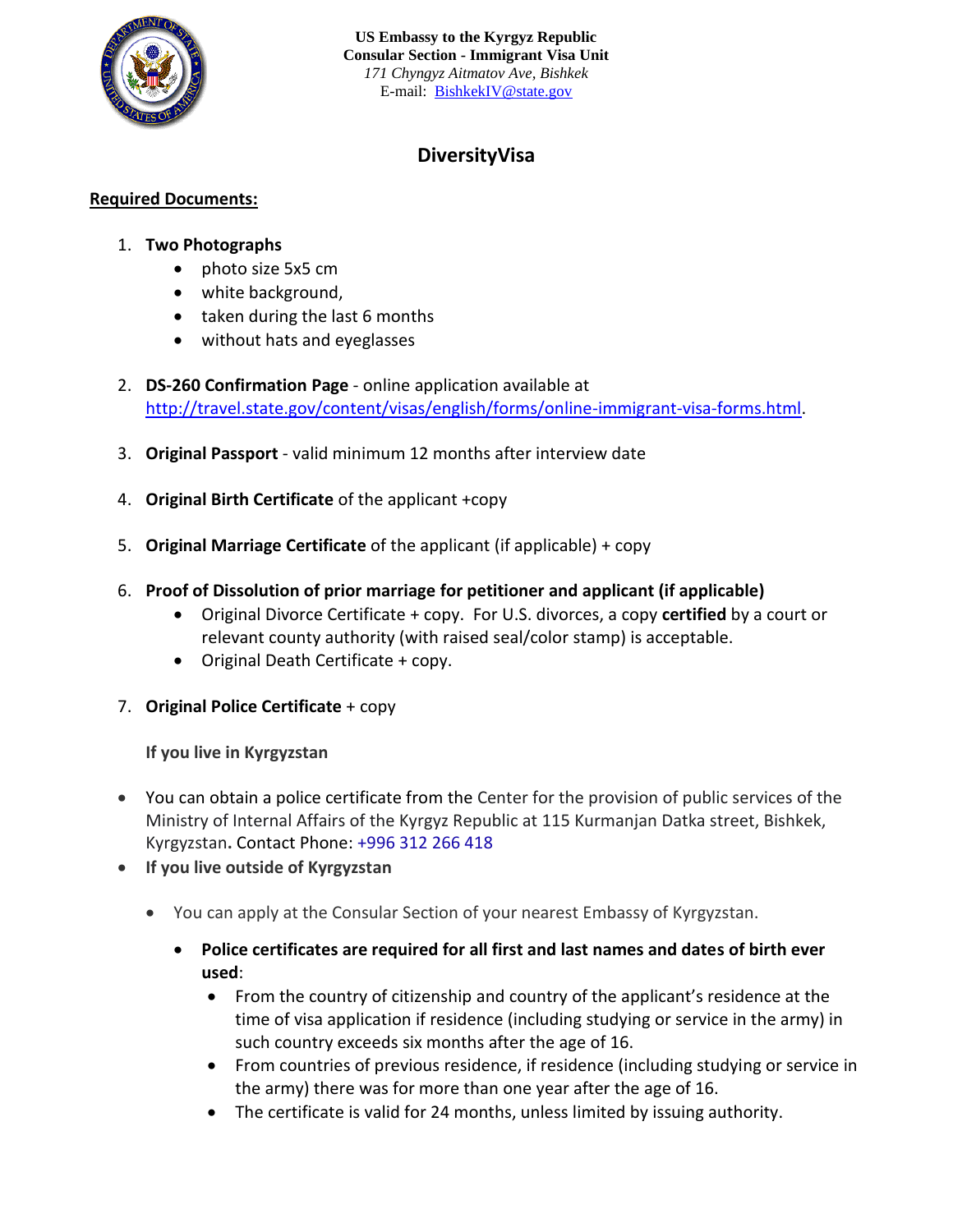**US Embassy to the Kyrgyz Republic**
**Consular Section - Immigrant Visa Unit**
*171 Chyngyz Aitmatov Ave, Bishkek*
E-mail: [BishkekIV@state.gov](mailto:BishkekIV@state.gov)

# DiversityVisa

**Required Documents:**

1. **Two Photographs**
   - photo size 5x5 cm
   - white background,
   - taken during the last 6 months
   - without hats and eyeglasses

2. **DS-260 Confirmation Page** - online application available at [http://travel.state.gov/content/visas/english/forms/online-immigrant-visa-forms.html](http://travel.state.gov/content/visas/english/forms/online-immigrant-visa-forms.html).

3. **Original Passport** - valid minimum 12 months after interview date

4. **Original Birth Certificate** of the applicant +copy

5. **Original Marriage Certificate** of the applicant (if applicable) + copy

6. **Proof of Dissolution of prior marriage for petitioner and applicant (if applicable)**
   - Original Divorce Certificate + copy. For U.S. divorces, a copy **certified** by a court or relevant county authority (with raised seal/color stamp) is acceptable.
   - Original Death Certificate + copy.

7. **Original Police Certificate** + copy

   **If you live in Kyrgyzstan**

- You can obtain a police certificate from the Center for the provision of public services of the Ministry of Internal Affairs of the Kyrgyz Republic at 115 Kurmanjan Datka street, Bishkek, Kyrgyzstan. Contact Phone: +996 312 266 418
- **If you live outside of Kyrgyzstan**
  - You can apply at the Consular Section of your nearest Embassy of Kyrgyzstan.
    - **Police certificates are required for all first and last names and dates of birth ever used**:
      - From the country of citizenship and country of the applicant's residence at the time of visa application if residence (including studying or service in the army) in such country exceeds six months after the age of 16.
      - From countries of previous residence, if residence (including studying or service in the army) there was for more than one year after the age of 16.
      - The certificate is valid for 24 months, unless limited by issuing authority.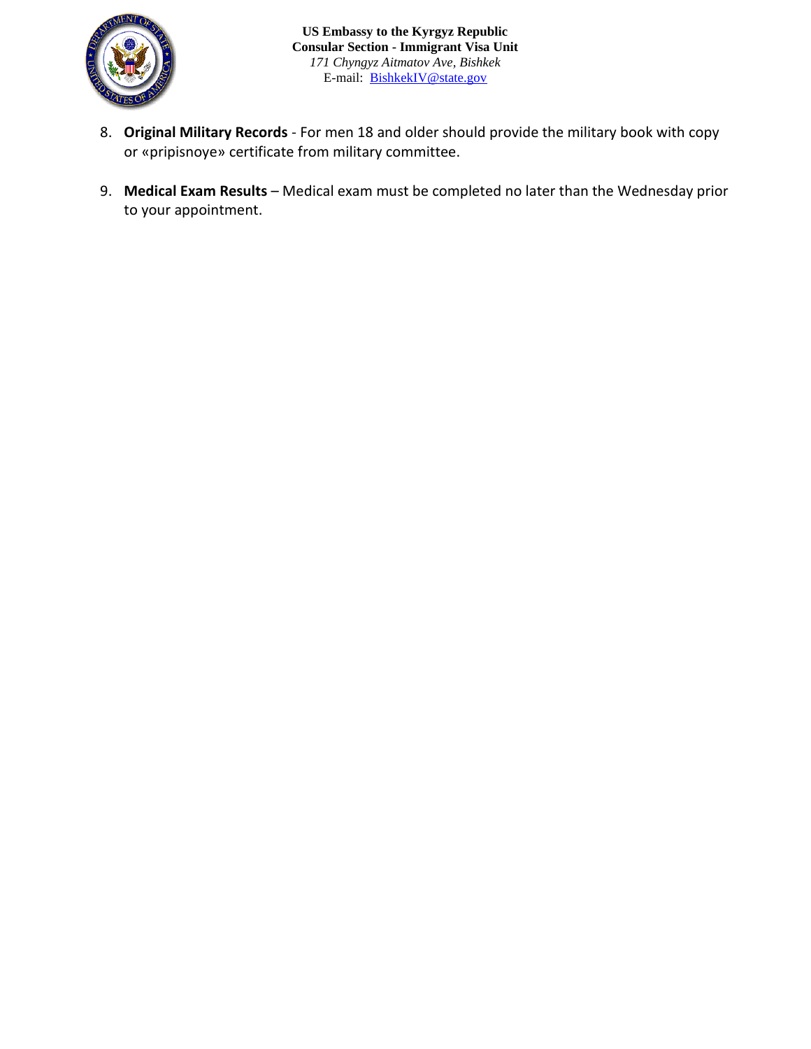8. **Original Military Records** - For men 18 and older should provide the military book with copy or «pripisnoye» certificate from military committee.

9. **Medical Exam Results** – Medical exam must be completed no later than the Wednesday prior to your appointment.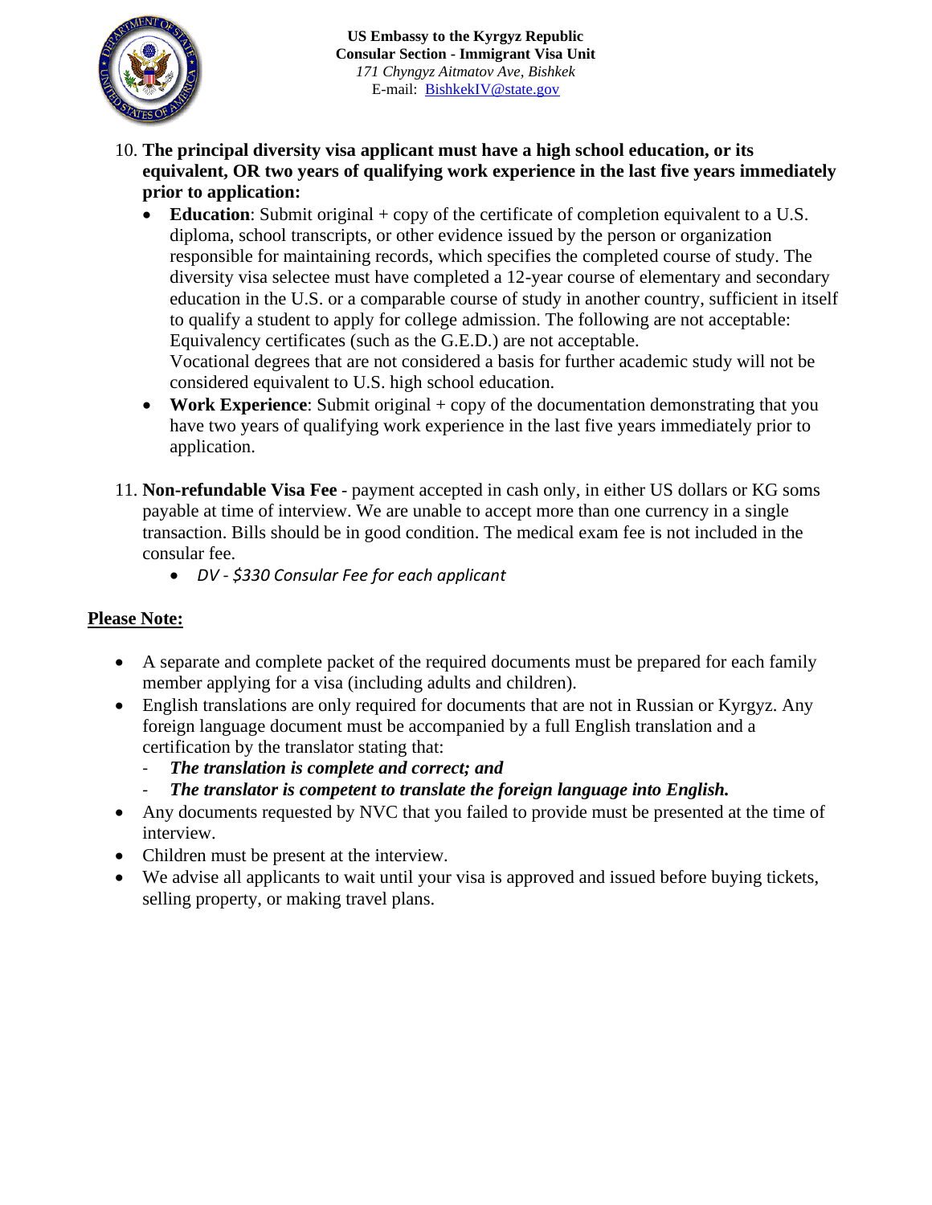10. **The principal diversity visa applicant must have a high school education, or its equivalent, OR two years of qualifying work experience in the last five years immediately prior to application:**
    - **Education**: Submit original + copy of the certificate of completion equivalent to a U.S. diploma, school transcripts, or other evidence issued by the person or organization responsible for maintaining records, which specifies the completed course of study. The diversity visa selectee must have completed a 12-year course of elementary and secondary education in the U.S. or a comparable course of study in another country, sufficient in itself to qualify a student to apply for college admission. The following are not acceptable: Equivalency certificates (such as the G.E.D.) are not acceptable.
      Vocational degrees that are not considered a basis for further academic study will not be considered equivalent to U.S. high school education.
    - **Work Experience**: Submit original + copy of the documentation demonstrating that you have two years of qualifying work experience in the last five years immediately prior to application.

11. **Non-refundable Visa Fee** - payment accepted in cash only, in either US dollars or KG soms payable at time of interview. We are unable to accept more than one currency in a single transaction. Bills should be in good condition. The medical exam fee is not included in the consular fee.
    - *DV - $330 Consular Fee for each applicant*

**<u>Please Note:</u>**

- A separate and complete packet of the required documents must be prepared for each family member applying for a visa (including adults and children).
- English translations are only required for documents that are not in Russian or Kyrgyz. Any foreign language document must be accompanied by a full English translation and a certification by the translator stating that:
  - ***The translation is complete and correct; and***
  - ***The translator is competent to translate the foreign language into English.***
- Any documents requested by NVC that you failed to provide must be presented at the time of interview.
- Children must be present at the interview.
- We advise all applicants to wait until your visa is approved and issued before buying tickets, selling property, or making travel plans.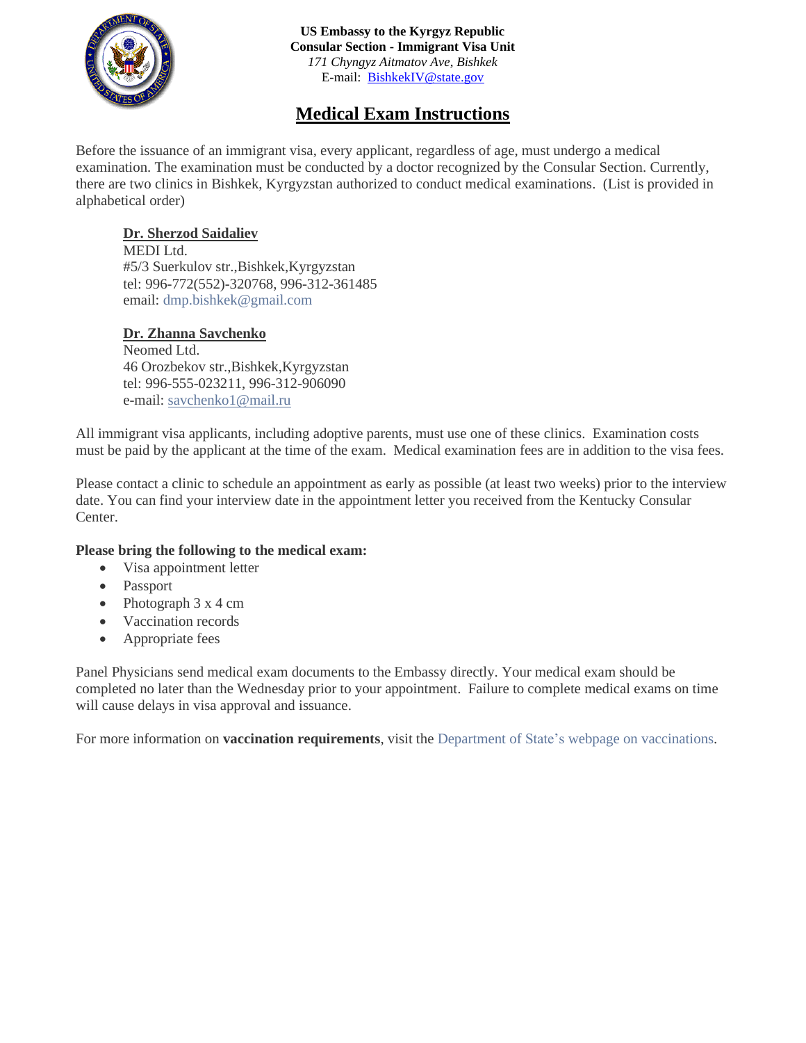**US Embassy to the Kyrgyz Republic**
**Consular Section - Immigrant Visa Unit**
*171 Chyngyz Aitmatov Ave, Bishkek*
E-mail: BishkekIV@state.gov

# Medical Exam Instructions

Before the issuance of an immigrant visa, every applicant, regardless of age, must undergo a medical examination. The examination must be conducted by a doctor recognized by the Consular Section. Currently, there are two clinics in Bishkek, Kyrgyzstan authorized to conduct medical examinations. (List is provided in alphabetical order)

**Dr. Sherzod Saidaliev**
MEDI Ltd.
#5/3 Suerkulov str.,Bishkek,Kyrgyzstan
tel: 996-772(552)-320768, 996-312-361485
email: dmp.bishkek@gmail.com

**Dr. Zhanna Savchenko**
Neomed Ltd.
46 Orozbekov str.,Bishkek,Kyrgyzstan
tel: 996-555-023211, 996-312-906090
e-mail: savchenko1@mail.ru

All immigrant visa applicants, including adoptive parents, must use one of these clinics. Examination costs must be paid by the applicant at the time of the exam. Medical examination fees are in addition to the visa fees.

Please contact a clinic to schedule an appointment as early as possible (at least two weeks) prior to the interview date. You can find your interview date in the appointment letter you received from the Kentucky Consular Center.

**Please bring the following to the medical exam:**

- Visa appointment letter
- Passport
- Photograph 3 x 4 cm
- Vaccination records
- Appropriate fees

Panel Physicians send medical exam documents to the Embassy directly. Your medical exam should be completed no later than the Wednesday prior to your appointment. Failure to complete medical exams on time will cause delays in visa approval and issuance.

For more information on **vaccination requirements**, visit the Department of State's webpage on vaccinations.